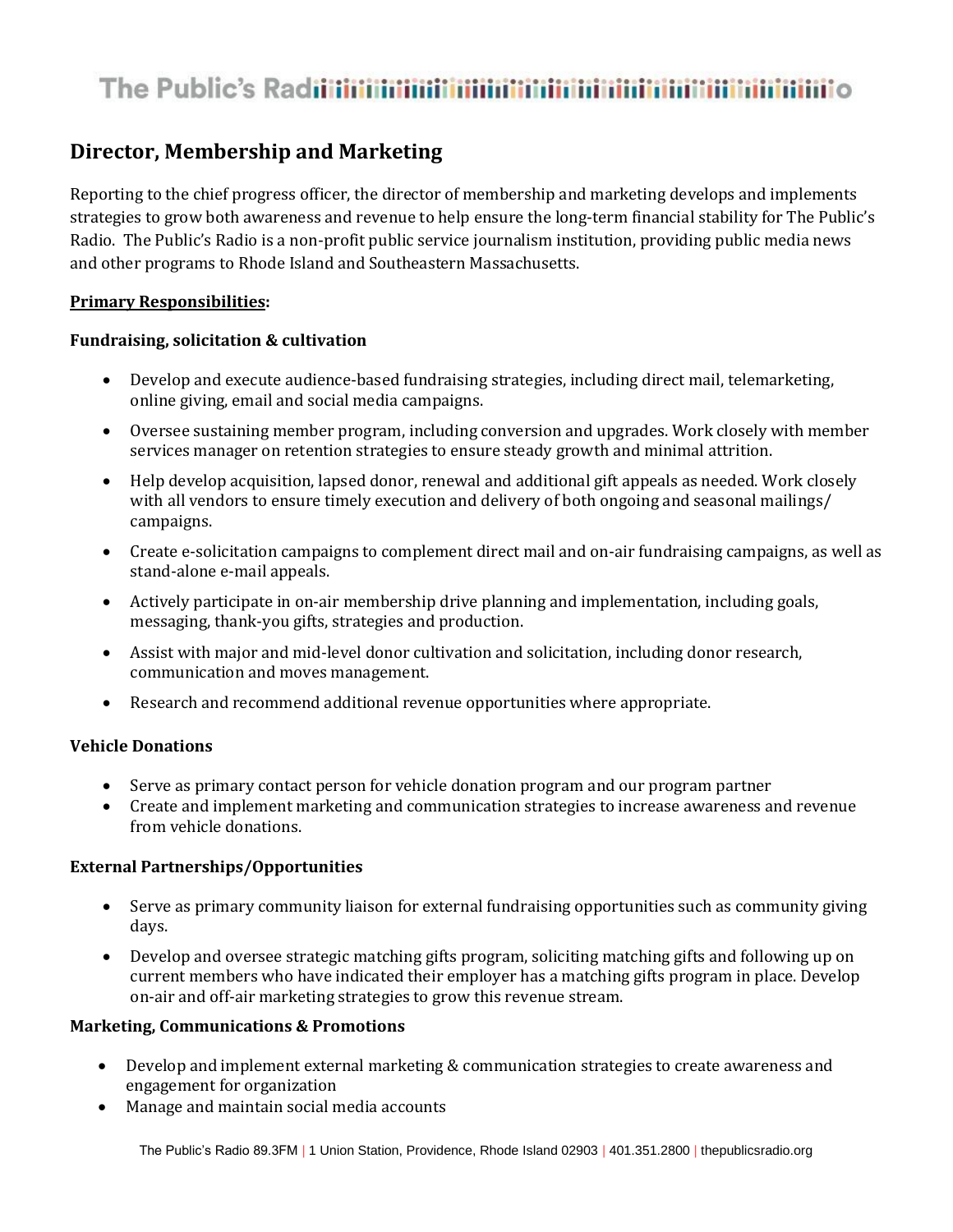# Director, Membership and Marketing

Reporting to the chief progress officer, the director of membership and marketing develops and implements strategies to grow both awareness and revenue to help ensure the long-term financial stability for The Public's Radio. The Public's Radio is a non-profit public service journalism institution, providing public media news and other programs to Rhode Island and Southeastern Massachusetts.

**Primary Responsibilities:**

**Fundraising, solicitation & cultivation**

- Develop and execute audience-based fundraising strategies, including direct mail, telemarketing, online giving, email and social media campaigns.
- Oversee sustaining member program, including conversion and upgrades. Work closely with member services manager on retention strategies to ensure steady growth and minimal attrition.
- Help develop acquisition, lapsed donor, renewal and additional gift appeals as needed. Work closely with all vendors to ensure timely execution and delivery of both ongoing and seasonal mailings/ campaigns.
- Create e-solicitation campaigns to complement direct mail and on-air fundraising campaigns, as well as stand-alone e-mail appeals.
- Actively participate in on-air membership drive planning and implementation, including goals, messaging, thank-you gifts, strategies and production.
- Assist with major and mid-level donor cultivation and solicitation, including donor research, communication and moves management.
- Research and recommend additional revenue opportunities where appropriate.

**Vehicle Donations**

- Serve as primary contact person for vehicle donation program and our program partner
- Create and implement marketing and communication strategies to increase awareness and revenue from vehicle donations.

**External Partnerships/Opportunities**

- Serve as primary community liaison for external fundraising opportunities such as community giving days.
- Develop and oversee strategic matching gifts program, soliciting matching gifts and following up on current members who have indicated their employer has a matching gifts program in place. Develop on-air and off-air marketing strategies to grow this revenue stream.

**Marketing, Communications & Promotions**

- Develop and implement external marketing & communication strategies to create awareness and engagement for organization
- Manage and maintain social media accounts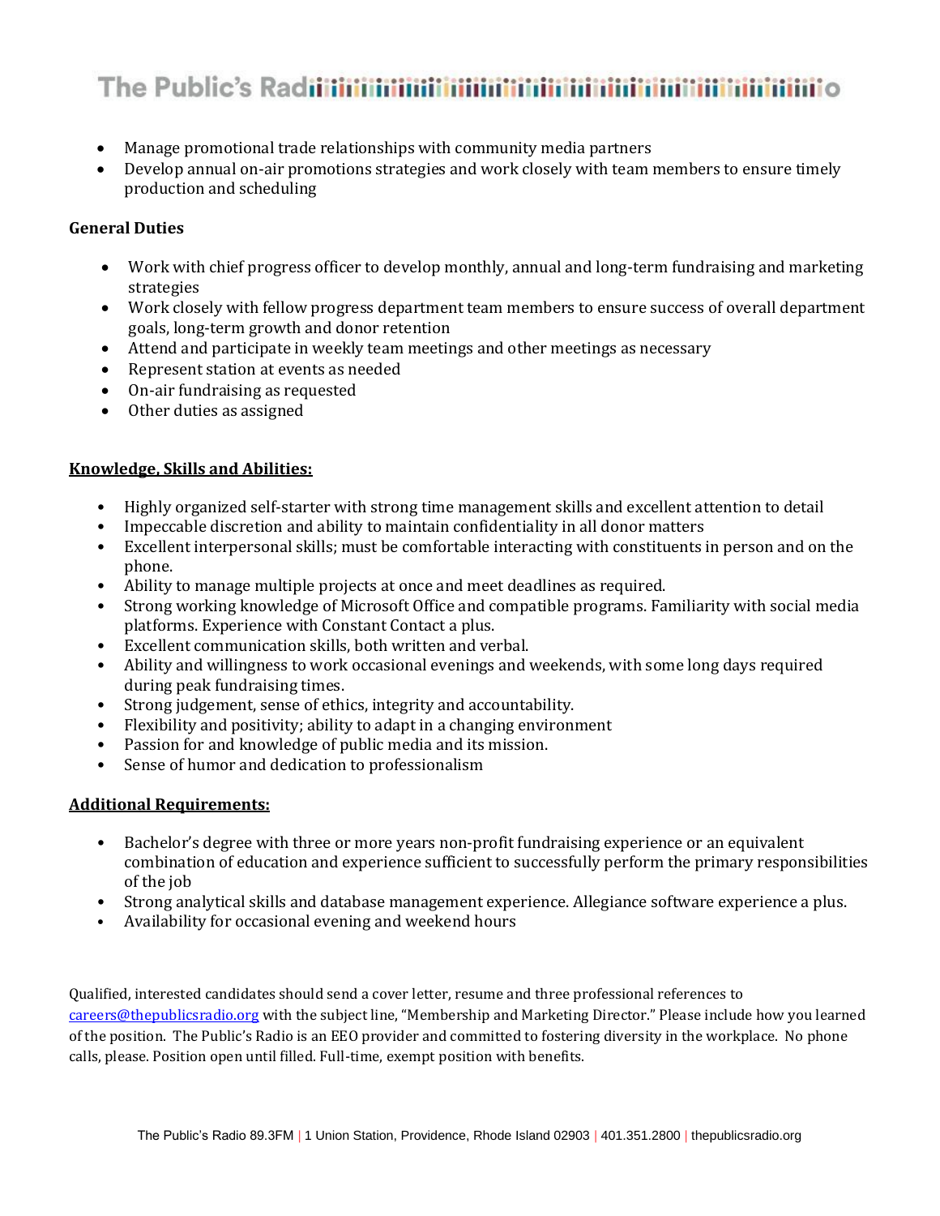- Manage promotional trade relationships with community media partners
- Develop annual on-air promotions strategies and work closely with team members to ensure timely production and scheduling

**General Duties**

- Work with chief progress officer to develop monthly, annual and long-term fundraising and marketing strategies
- Work closely with fellow progress department team members to ensure success of overall department goals, long-term growth and donor retention
- Attend and participate in weekly team meetings and other meetings as necessary
- Represent station at events as needed
- On-air fundraising as requested
- Other duties as assigned

**Knowledge, Skills and Abilities:**

- Highly organized self-starter with strong time management skills and excellent attention to detail
- Impeccable discretion and ability to maintain confidentiality in all donor matters
- Excellent interpersonal skills; must be comfortable interacting with constituents in person and on the phone.
- Ability to manage multiple projects at once and meet deadlines as required.
- Strong working knowledge of Microsoft Office and compatible programs. Familiarity with social media platforms. Experience with Constant Contact a plus.
- Excellent communication skills, both written and verbal.
- Ability and willingness to work occasional evenings and weekends, with some long days required during peak fundraising times.
- Strong judgement, sense of ethics, integrity and accountability.
- Flexibility and positivity; ability to adapt in a changing environment
- Passion for and knowledge of public media and its mission.
- Sense of humor and dedication to professionalism

**Additional Requirements:**

- Bachelor's degree with three or more years non-profit fundraising experience or an equivalent combination of education and experience sufficient to successfully perform the primary responsibilities of the job
- Strong analytical skills and database management experience. Allegiance software experience a plus.
- Availability for occasional evening and weekend hours

Qualified, interested candidates should send a cover letter, resume and three professional references to careers@thepublicsradio.org with the subject line, "Membership and Marketing Director." Please include how you learned of the position. The Public's Radio is an EEO provider and committed to fostering diversity in the workplace. No phone calls, please. Position open until filled. Full-time, exempt position with benefits.